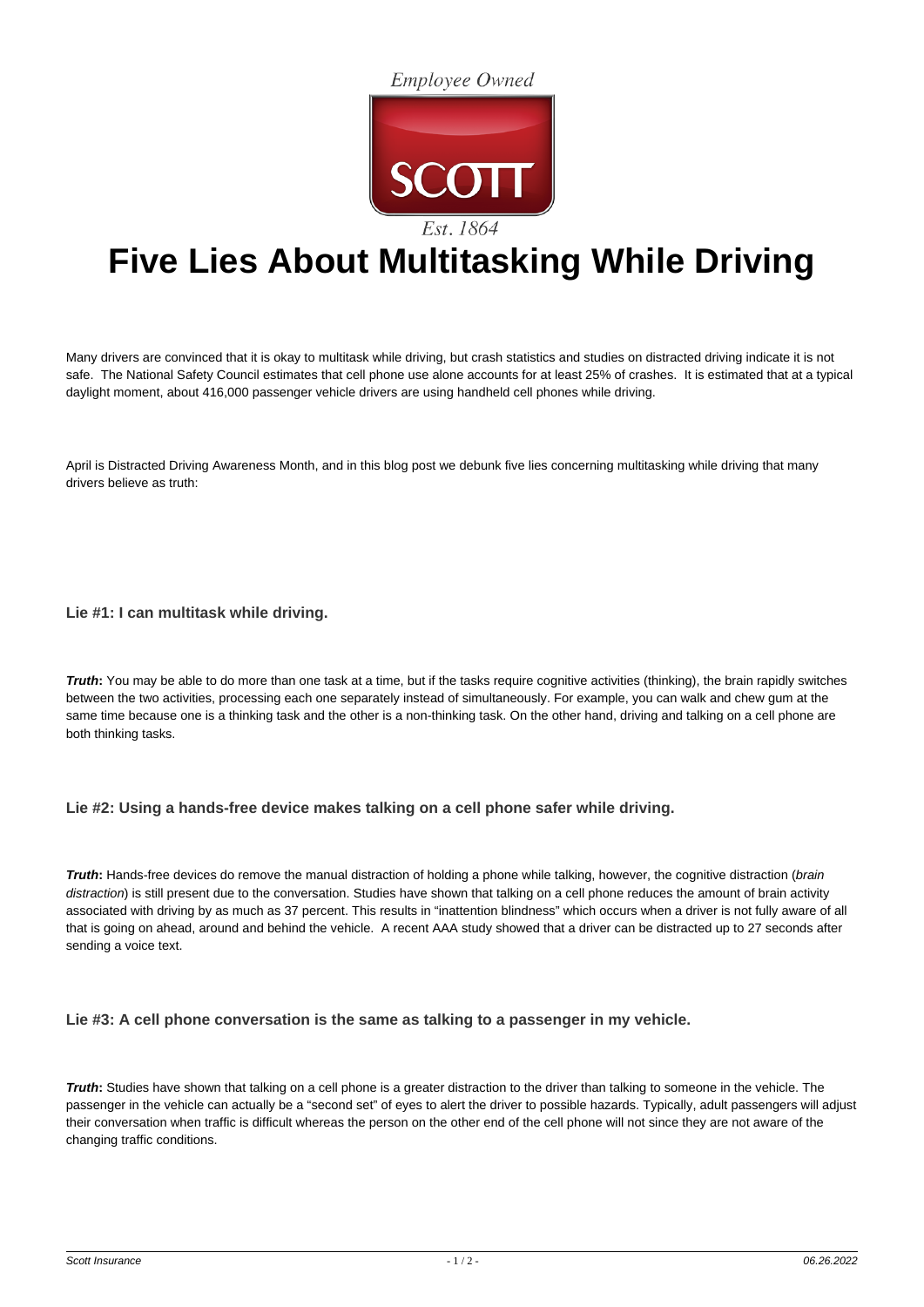Employee Owned

SCOTT

Est. 1864

# Five Lies About Multitasking While Driving

Many drivers are convinced that it is okay to multitask while driving, but crash statistics and studies on distracted driving indicate it is not safe. The National Safety Council estimates that cell phone use alone accounts for at least 25% of crashes. It is estimated that at a typical daylight moment, about 416,000 passenger vehicle drivers are using handheld cell phones while driving.

April is Distracted Driving Awareness Month, and in this blog post we debunk five lies concerning multitasking while driving that many drivers believe as truth:

### Lie #1: I can multitask while driving.

***Truth*:** You may be able to do more than one task at a time, but if the tasks require cognitive activities (thinking), the brain rapidly switches between the two activities, processing each one separately instead of simultaneously. For example, you can walk and chew gum at the same time because one is a thinking task and the other is a non-thinking task. On the other hand, driving and talking on a cell phone are both thinking tasks.

### Lie #2: Using a hands-free device makes talking on a cell phone safer while driving.

***Truth*:** Hands-free devices do remove the manual distraction of holding a phone while talking, however, the cognitive distraction (*brain distraction*) is still present due to the conversation. Studies have shown that talking on a cell phone reduces the amount of brain activity associated with driving by as much as 37 percent. This results in "inattention blindness" which occurs when a driver is not fully aware of all that is going on ahead, around and behind the vehicle. A recent AAA study showed that a driver can be distracted up to 27 seconds after sending a voice text.

### Lie #3: A cell phone conversation is the same as talking to a passenger in my vehicle.

***Truth*:** Studies have shown that talking on a cell phone is a greater distraction to the driver than talking to someone in the vehicle. The passenger in the vehicle can actually be a "second set" of eyes to alert the driver to possible hazards. Typically, adult passengers will adjust their conversation when traffic is difficult whereas the person on the other end of the cell phone will not since they are not aware of the changing traffic conditions.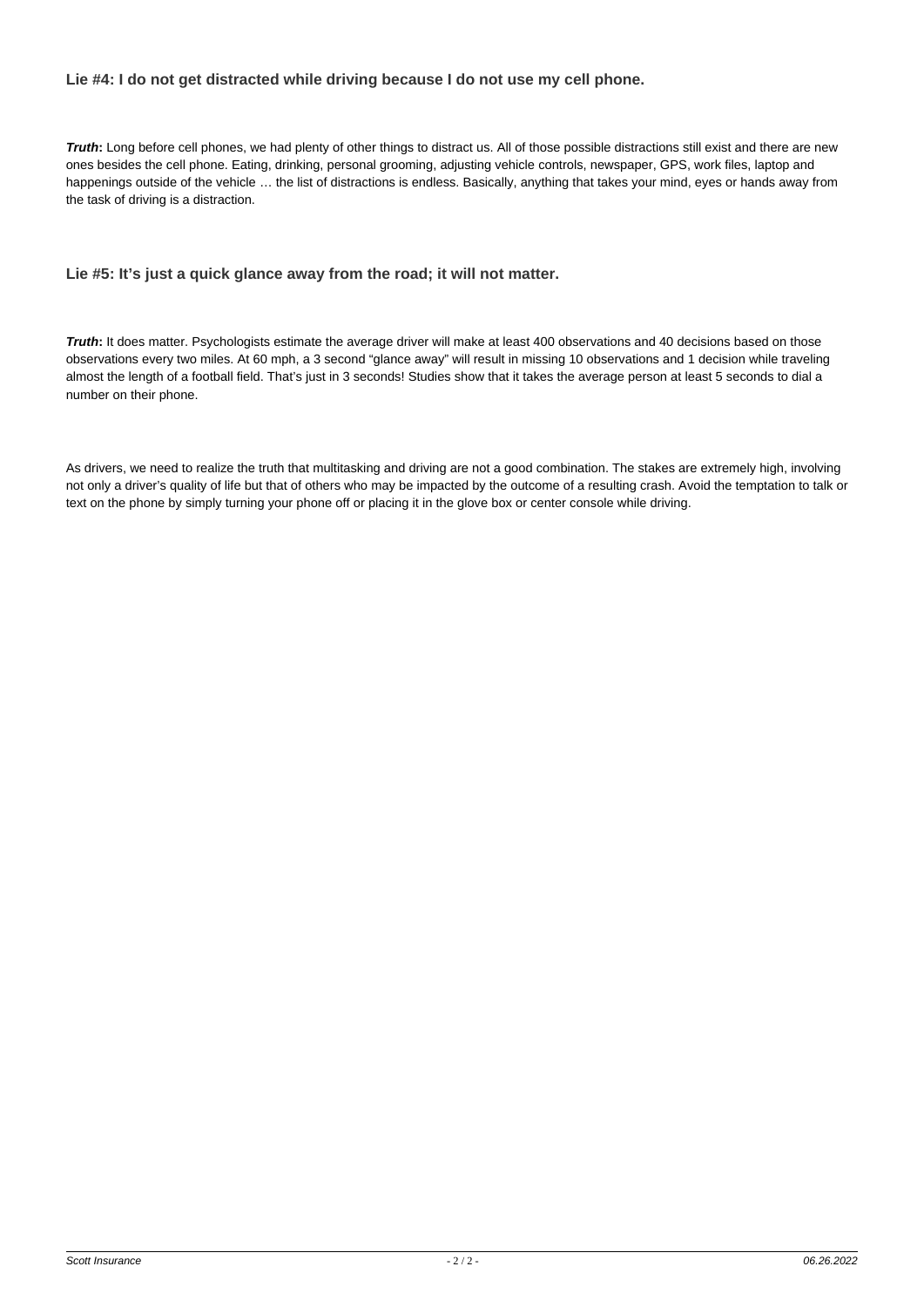### Lie #4: I do not get distracted while driving because I do not use my cell phone.

***Truth*:** Long before cell phones, we had plenty of other things to distract us. All of those possible distractions still exist and there are new ones besides the cell phone. Eating, drinking, personal grooming, adjusting vehicle controls, newspaper, GPS, work files, laptop and happenings outside of the vehicle … the list of distractions is endless. Basically, anything that takes your mind, eyes or hands away from the task of driving is a distraction.

### Lie #5: It's just a quick glance away from the road; it will not matter.

***Truth*:** It does matter. Psychologists estimate the average driver will make at least 400 observations and 40 decisions based on those observations every two miles. At 60 mph, a 3 second "glance away" will result in missing 10 observations and 1 decision while traveling almost the length of a football field. That's just in 3 seconds! Studies show that it takes the average person at least 5 seconds to dial a number on their phone.

As drivers, we need to realize the truth that multitasking and driving are not a good combination. The stakes are extremely high, involving not only a driver's quality of life but that of others who may be impacted by the outcome of a resulting crash. Avoid the temptation to talk or text on the phone by simply turning your phone off or placing it in the glove box or center console while driving.